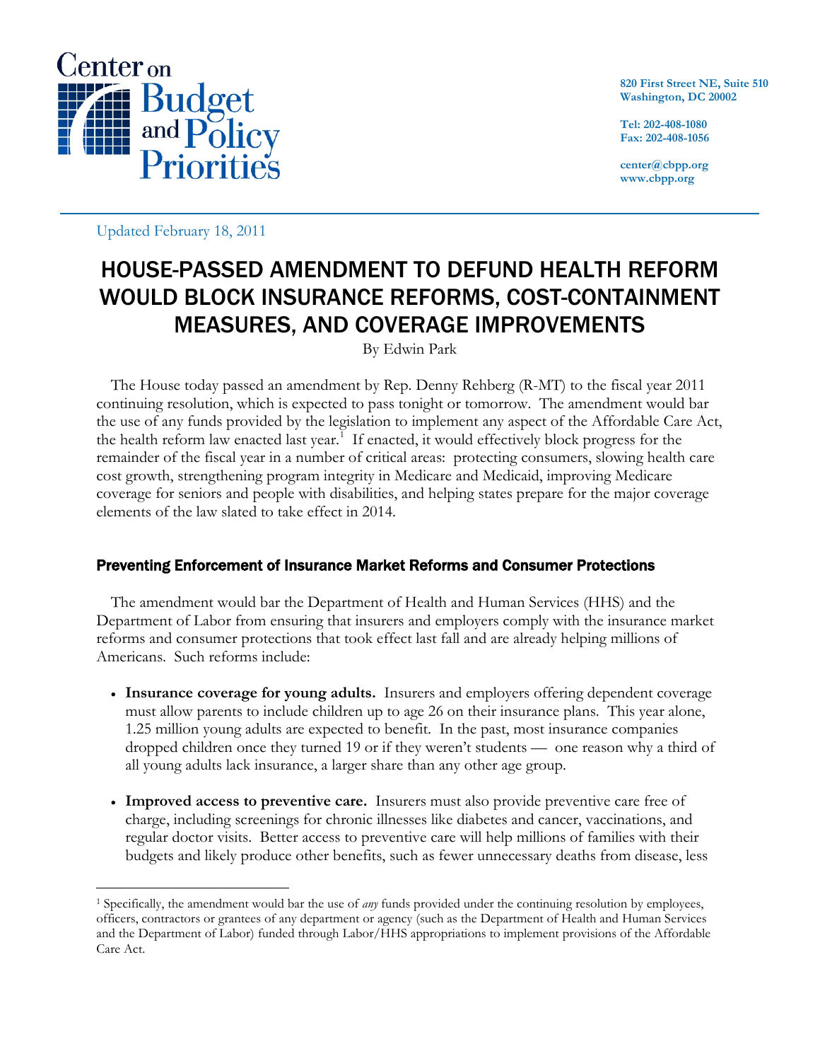Center on Budget and Policy Priorities

820 First Street NE, Suite 510
Washington, DC 20002

Tel: 202-408-1080
Fax: 202-408-1056

center@cbpp.org
www.cbpp.org

Updated February 18, 2011

# HOUSE-PASSED AMENDMENT TO DEFUND HEALTH REFORM WOULD BLOCK INSURANCE REFORMS, COST-CONTAINMENT MEASURES, AND COVERAGE IMPROVEMENTS

By Edwin Park

The House today passed an amendment by Rep. Denny Rehberg (R-MT) to the fiscal year 2011 continuing resolution, which is expected to pass tonight or tomorrow. The amendment would bar the use of any funds provided by the legislation to implement any aspect of the Affordable Care Act, the health reform law enacted last year.[1] If enacted, it would effectively block progress for the remainder of the fiscal year in a number of critical areas: protecting consumers, slowing health care cost growth, strengthening program integrity in Medicare and Medicaid, improving Medicare coverage for seniors and people with disabilities, and helping states prepare for the major coverage elements of the law slated to take effect in 2014.

## Preventing Enforcement of Insurance Market Reforms and Consumer Protections

The amendment would bar the Department of Health and Human Services (HHS) and the Department of Labor from ensuring that insurers and employers comply with the insurance market reforms and consumer protections that took effect last fall and are already helping millions of Americans. Such reforms include:

- **Insurance coverage for young adults.** Insurers and employers offering dependent coverage must allow parents to include children up to age 26 on their insurance plans. This year alone, 1.25 million young adults are expected to benefit. In the past, most insurance companies dropped children once they turned 19 or if they weren't students — one reason why a third of all young adults lack insurance, a larger share than any other age group.

- **Improved access to preventive care.** Insurers must also provide preventive care free of charge, including screenings for chronic illnesses like diabetes and cancer, vaccinations, and regular doctor visits. Better access to preventive care will help millions of families with their budgets and likely produce other benefits, such as fewer unnecessary deaths from disease, less

---

[1] Specifically, the amendment would bar the use of *any* funds provided under the continuing resolution by employees, officers, contractors or grantees of any department or agency (such as the Department of Health and Human Services and the Department of Labor) funded through Labor/HHS appropriations to implement provisions of the Affordable Care Act.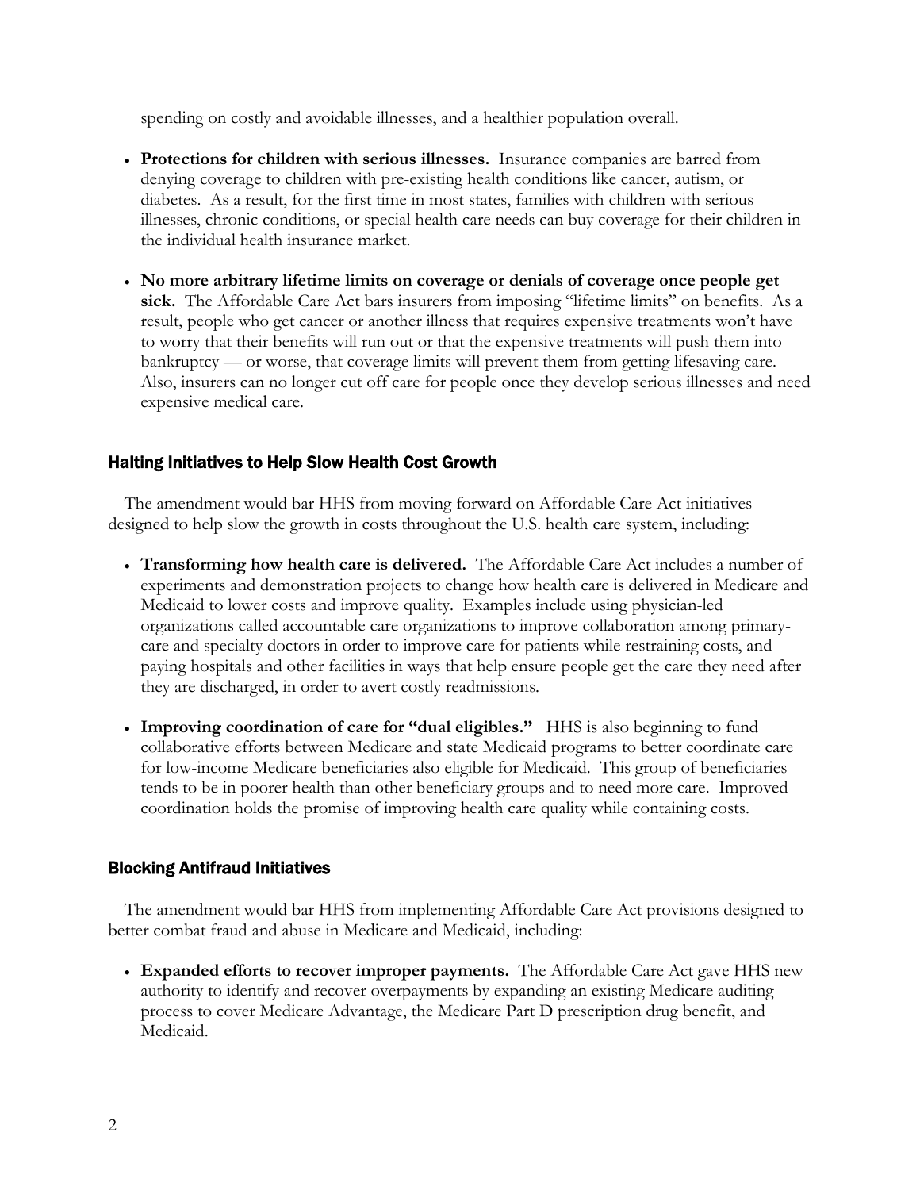spending on costly and avoidable illnesses, and a healthier population overall.

- **Protections for children with serious illnesses.** Insurance companies are barred from denying coverage to children with pre-existing health conditions like cancer, autism, or diabetes. As a result, for the first time in most states, families with children with serious illnesses, chronic conditions, or special health care needs can buy coverage for their children in the individual health insurance market.

- **No more arbitrary lifetime limits on coverage or denials of coverage once people get sick.** The Affordable Care Act bars insurers from imposing "lifetime limits" on benefits. As a result, people who get cancer or another illness that requires expensive treatments won't have to worry that their benefits will run out or that the expensive treatments will push them into bankruptcy — or worse, that coverage limits will prevent them from getting lifesaving care. Also, insurers can no longer cut off care for people once they develop serious illnesses and need expensive medical care.

### Halting Initiatives to Help Slow Health Cost Growth

The amendment would bar HHS from moving forward on Affordable Care Act initiatives designed to help slow the growth in costs throughout the U.S. health care system, including:

- **Transforming how health care is delivered.** The Affordable Care Act includes a number of experiments and demonstration projects to change how health care is delivered in Medicare and Medicaid to lower costs and improve quality. Examples include using physician-led organizations called accountable care organizations to improve collaboration among primary-care and specialty doctors in order to improve care for patients while restraining costs, and paying hospitals and other facilities in ways that help ensure people get the care they need after they are discharged, in order to avert costly readmissions.

- **Improving coordination of care for "dual eligibles."** HHS is also beginning to fund collaborative efforts between Medicare and state Medicaid programs to better coordinate care for low-income Medicare beneficiaries also eligible for Medicaid. This group of beneficiaries tends to be in poorer health than other beneficiary groups and to need more care. Improved coordination holds the promise of improving health care quality while containing costs.

### Blocking Antifraud Initiatives

The amendment would bar HHS from implementing Affordable Care Act provisions designed to better combat fraud and abuse in Medicare and Medicaid, including:

- **Expanded efforts to recover improper payments.** The Affordable Care Act gave HHS new authority to identify and recover overpayments by expanding an existing Medicare auditing process to cover Medicare Advantage, the Medicare Part D prescription drug benefit, and Medicaid.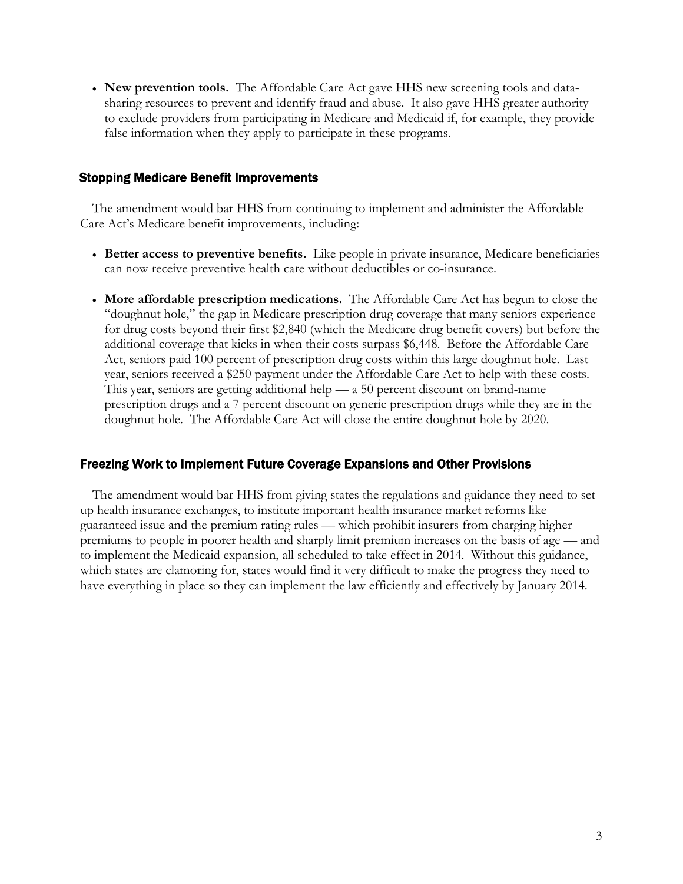- **New prevention tools.** The Affordable Care Act gave HHS new screening tools and data-sharing resources to prevent and identify fraud and abuse. It also gave HHS greater authority to exclude providers from participating in Medicare and Medicaid if, for example, they provide false information when they apply to participate in these programs.

### Stopping Medicare Benefit Improvements

The amendment would bar HHS from continuing to implement and administer the Affordable Care Act's Medicare benefit improvements, including:

- **Better access to preventive benefits.** Like people in private insurance, Medicare beneficiaries can now receive preventive health care without deductibles or co-insurance.

- **More affordable prescription medications.** The Affordable Care Act has begun to close the "doughnut hole," the gap in Medicare prescription drug coverage that many seniors experience for drug costs beyond their first $2,840 (which the Medicare drug benefit covers) but before the additional coverage that kicks in when their costs surpass $6,448. Before the Affordable Care Act, seniors paid 100 percent of prescription drug costs within this large doughnut hole. Last year, seniors received a $250 payment under the Affordable Care Act to help with these costs. This year, seniors are getting additional help — a 50 percent discount on brand-name prescription drugs and a 7 percent discount on generic prescription drugs while they are in the doughnut hole. The Affordable Care Act will close the entire doughnut hole by 2020.

### Freezing Work to Implement Future Coverage Expansions and Other Provisions

The amendment would bar HHS from giving states the regulations and guidance they need to set up health insurance exchanges, to institute important health insurance market reforms like guaranteed issue and the premium rating rules — which prohibit insurers from charging higher premiums to people in poorer health and sharply limit premium increases on the basis of age — and to implement the Medicaid expansion, all scheduled to take effect in 2014. Without this guidance, which states are clamoring for, states would find it very difficult to make the progress they need to have everything in place so they can implement the law efficiently and effectively by January 2014.